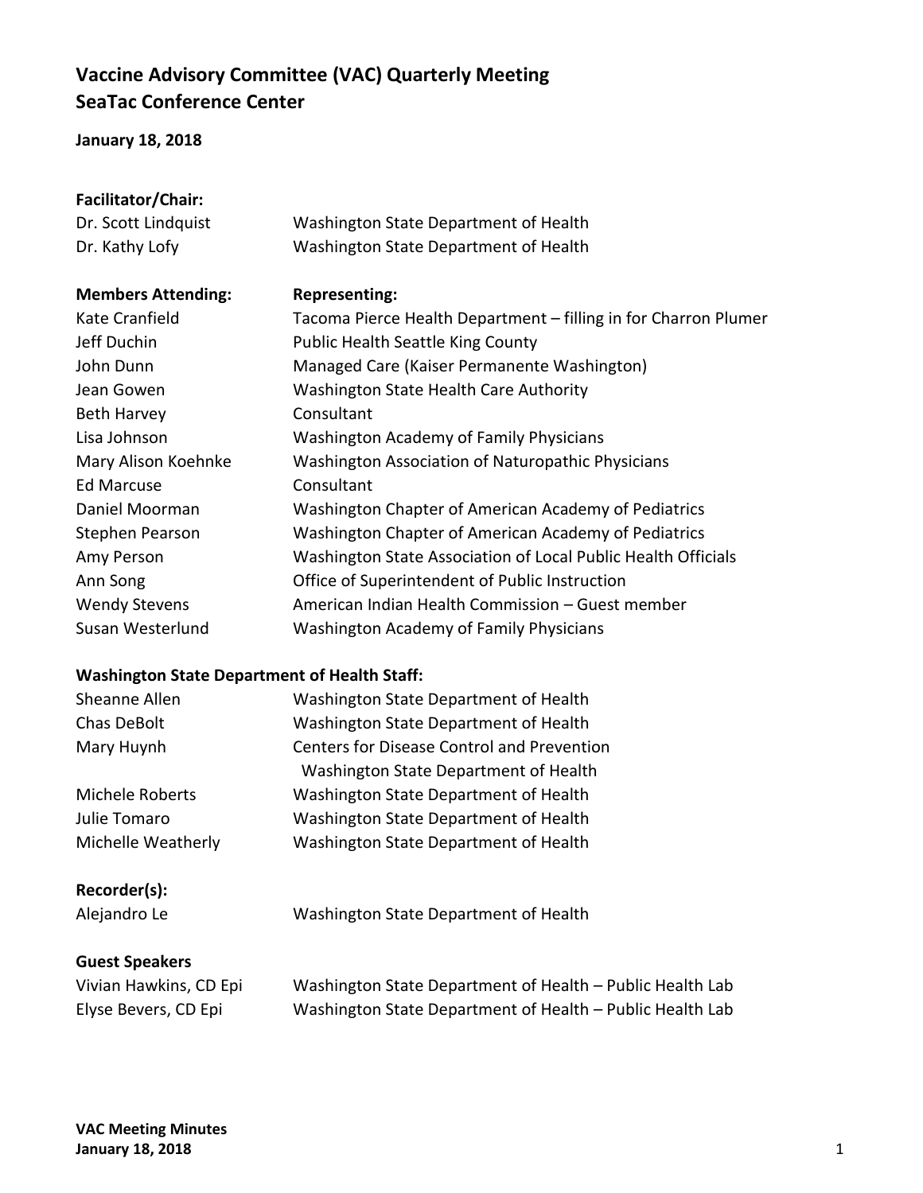# Vaccine Advisory Committee (VAC) Quarterly Meeting
# SeaTac Conference Center

**January 18, 2018**

**Facilitator/Chair:**

| | |
|---|---|
| Dr. Scott Lindquist | Washington State Department of Health |
| Dr. Kathy Lofy | Washington State Department of Health |

| **Members Attending:** | **Representing:** |
|---|---|
| Kate Cranfield | Tacoma Pierce Health Department – filling in for Charron Plumer |
| Jeff Duchin | Public Health Seattle King County |
| John Dunn | Managed Care (Kaiser Permanente Washington) |
| Jean Gowen | Washington State Health Care Authority |
| Beth Harvey | Consultant |
| Lisa Johnson | Washington Academy of Family Physicians |
| Mary Alison Koehnke | Washington Association of Naturopathic Physicians |
| Ed Marcuse | Consultant |
| Daniel Moorman | Washington Chapter of American Academy of Pediatrics |
| Stephen Pearson | Washington Chapter of American Academy of Pediatrics |
| Amy Person | Washington State Association of Local Public Health Officials |
| Ann Song | Office of Superintendent of Public Instruction |
| Wendy Stevens | American Indian Health Commission – Guest member |
| Susan Westerlund | Washington Academy of Family Physicians |

**Washington State Department of Health Staff:**

| | |
|---|---|
| Sheanne Allen | Washington State Department of Health |
| Chas DeBolt | Washington State Department of Health |
| Mary Huynh | Centers for Disease Control and Prevention<br>Washington State Department of Health |
| Michele Roberts | Washington State Department of Health |
| Julie Tomaro | Washington State Department of Health |
| Michelle Weatherly | Washington State Department of Health |

**Recorder(s):**

| | |
|---|---|
| Alejandro Le | Washington State Department of Health |

**Guest Speakers**

| | |
|---|---|
| Vivian Hawkins, CD Epi | Washington State Department of Health – Public Health Lab |
| Elyse Bevers, CD Epi | Washington State Department of Health – Public Health Lab |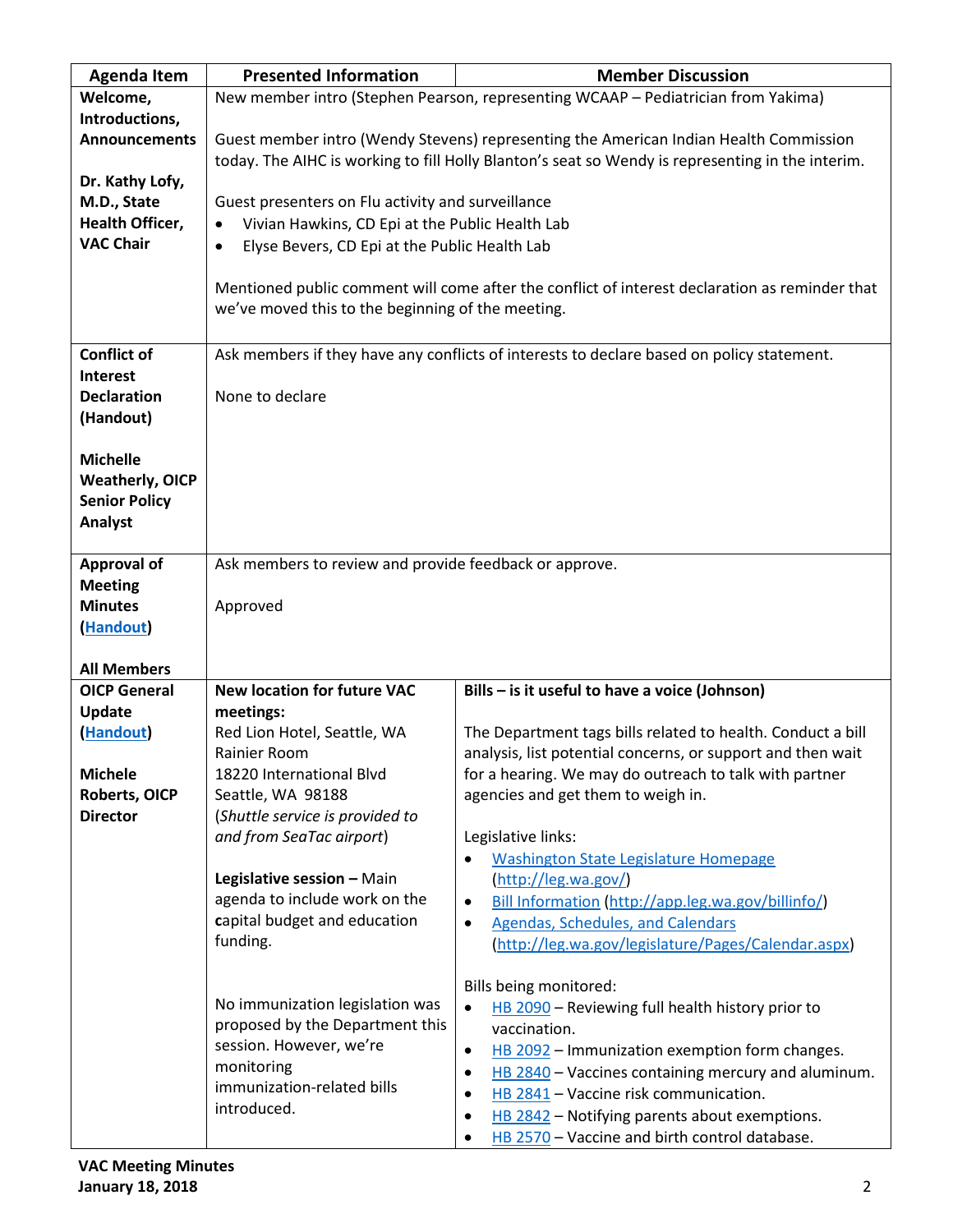| Agenda Item | Presented Information | Member Discussion |
|---|---|---|
| **Welcome, Introductions, Announcements**<br><br>**Dr. Kathy Lofy, M.D., State Health Officer, VAC Chair** | New member intro (Stephen Pearson, representing WCAAP – Pediatrician from Yakima)<br><br>Guest member intro (Wendy Stevens) representing the American Indian Health Commission today. The AIHC is working to fill Holly Blanton's seat so Wendy is representing in the interim.<br><br>Guest presenters on Flu activity and surveillance<br>• Vivian Hawkins, CD Epi at the Public Health Lab<br>• Elyse Bevers, CD Epi at the Public Health Lab<br><br>Mentioned public comment will come after the conflict of interest declaration as reminder that we've moved this to the beginning of the meeting. | |
| **Conflict of Interest Declaration (Handout)**<br><br>**Michelle Weatherly, OICP Senior Policy Analyst** | Ask members if they have any conflicts of interests to declare based on policy statement.<br><br>None to declare | |
| **Approval of Meeting Minutes (Handout)**<br><br>**All Members** | Ask members to review and provide feedback or approve.<br><br>Approved | |
| **OICP General Update (Handout)**<br><br>**Michele Roberts, OICP Director** | **New location for future VAC meetings:**<br>Red Lion Hotel, Seattle, WA<br>Rainier Room<br>18220 International Blvd<br>Seattle, WA 98188<br>(*Shuttle service is provided to and from SeaTac airport*)<br><br>**Legislative session –** Main agenda to include work on the **c**apital budget and education funding.<br><br>No immunization legislation was proposed by the Department this session. However, we're monitoring immunization-related bills introduced. | **Bills – is it useful to have a voice (Johnson)**<br><br>The Department tags bills related to health. Conduct a bill analysis, list potential concerns, or support and then wait for a hearing. We may do outreach to talk with partner agencies and get them to weigh in.<br><br>Legislative links:<br>• Washington State Legislature Homepage (http://leg.wa.gov/)<br>• Bill Information (http://app.leg.wa.gov/billinfo/)<br>• Agendas, Schedules, and Calendars (http://leg.wa.gov/legislature/Pages/Calendar.aspx)<br><br>Bills being monitored:<br>• HB 2090 – Reviewing full health history prior to vaccination.<br>• HB 2092 – Immunization exemption form changes.<br>• HB 2840 – Vaccines containing mercury and aluminum.<br>• HB 2841 – Vaccine risk communication.<br>• HB 2842 – Notifying parents about exemptions.<br>• HB 2570 – Vaccine and birth control database. |

**VAC Meeting Minutes**
**January 18, 2018**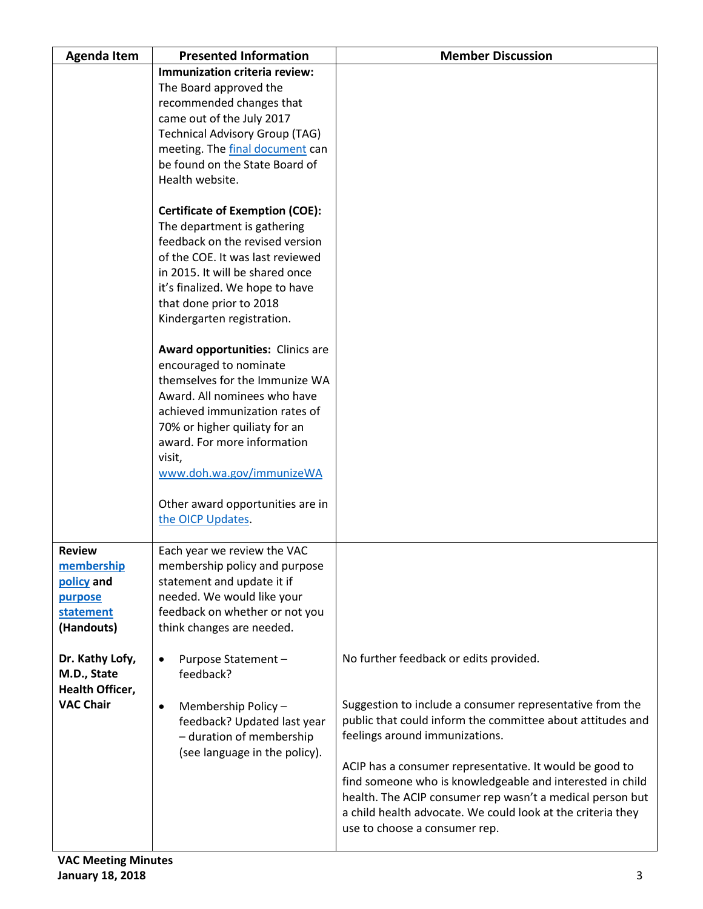| Agenda Item | Presented Information | Member Discussion |
|---|---|---|
| | **Immunization criteria review:** The Board approved the recommended changes that came out of the July 2017 Technical Advisory Group (TAG) meeting. The final document can be found on the State Board of Health website.<br><br>**Certificate of Exemption (COE):** The department is gathering feedback on the revised version of the COE. It was last reviewed in 2015. It will be shared once it's finalized. We hope to have that done prior to 2018 Kindergarten registration.<br><br>**Award opportunities:** Clinics are encouraged to nominate themselves for the Immunize WA Award. All nominees who have achieved immunization rates of 70% or higher quiliaty for an award. For more information visit, www.doh.wa.gov/immunizeWA<br><br>Other award opportunities are in the OICP Updates. | |
| **Review membership policy and purpose statement (Handouts)** | Each year we review the VAC membership policy and purpose statement and update it if needed. We would like your feedback on whether or not you think changes are needed. | |
| **Dr. Kathy Lofy, M.D., State Health Officer, VAC Chair** | • Purpose Statement – feedback? | No further feedback or edits provided. |
| | • Membership Policy – feedback? Updated last year – duration of membership (see language in the policy). | Suggestion to include a consumer representative from the public that could inform the committee about attitudes and feelings around immunizations.<br><br>ACIP has a consumer representative. It would be good to find someone who is knowledgeable and interested in child health. The ACIP consumer rep wasn't a medical person but a child health advocate. We could look at the criteria they use to choose a consumer rep. |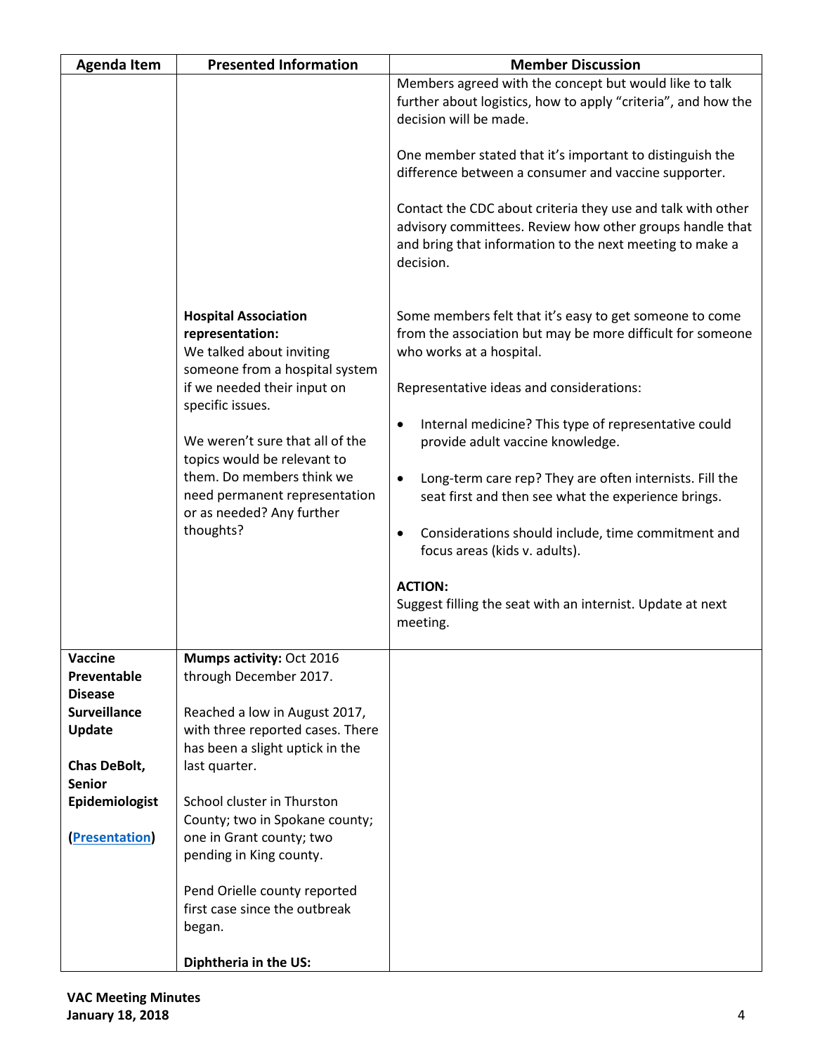| Agenda Item | Presented Information | Member Discussion |
| --- | --- | --- |
| | | Members agreed with the concept but would like to talk further about logistics, how to apply "criteria", and how the decision will be made.<br><br>One member stated that it's important to distinguish the difference between a consumer and vaccine supporter.<br><br>Contact the CDC about criteria they use and talk with other advisory committees. Review how other groups handle that and bring that information to the next meeting to make a decision. |
| | **Hospital Association representation:**<br>We talked about inviting someone from a hospital system if we needed their input on specific issues.<br><br>We weren't sure that all of the topics would be relevant to them. Do members think we need permanent representation or as needed? Any further thoughts? | Some members felt that it's easy to get someone to come from the association but may be more difficult for someone who works at a hospital.<br><br>Representative ideas and considerations:<br><br>• Internal medicine? This type of representative could provide adult vaccine knowledge.<br><br>• Long-term care rep? They are often internists. Fill the seat first and then see what the experience brings.<br><br>• Considerations should include, time commitment and focus areas (kids v. adults).<br><br>**ACTION:**<br>Suggest filling the seat with an internist. Update at next meeting. |
| **Vaccine Preventable Disease Surveillance Update**<br><br>**Chas DeBolt, Senior Epidemiologist**<br><br>**(Presentation)** | **Mumps activity:** Oct 2016 through December 2017.<br><br>Reached a low in August 2017, with three reported cases. There has been a slight uptick in the last quarter.<br><br>School cluster in Thurston County; two in Spokane county; one in Grant county; two pending in King county.<br><br>Pend Orielle county reported first case since the outbreak began.<br><br>**Diphtheria in the US:** | |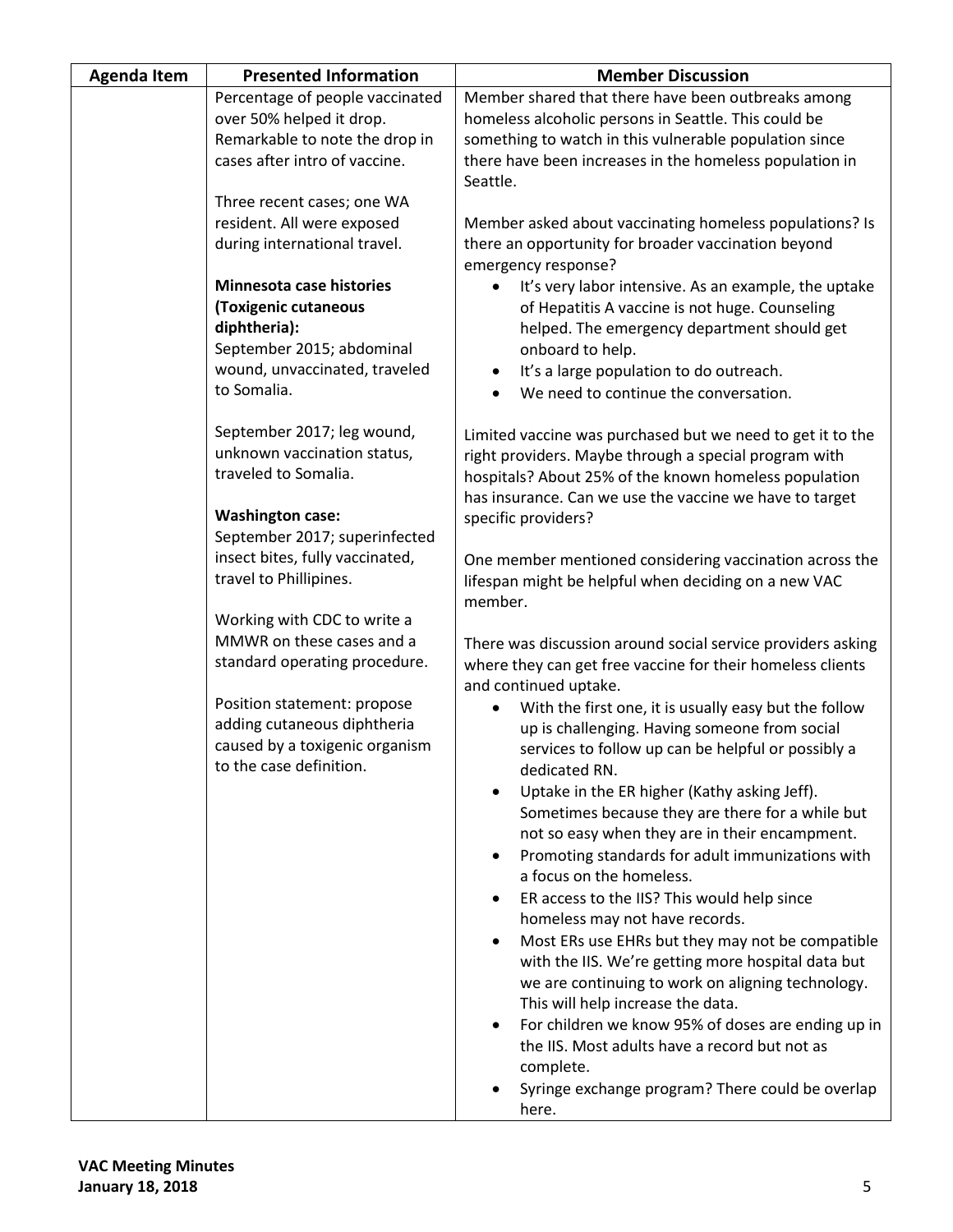| Agenda Item | Presented Information | Member Discussion |
|---|---|---|
| | Percentage of people vaccinated over 50% helped it drop. Remarkable to note the drop in cases after intro of vaccine.<br><br>Three recent cases; one WA resident. All were exposed during international travel.<br><br>**Minnesota case histories (Toxigenic cutaneous diphtheria):**<br>September 2015; abdominal wound, unvaccinated, traveled to Somalia.<br><br>September 2017; leg wound, unknown vaccination status, traveled to Somalia.<br><br>**Washington case:**<br>September 2017; superinfected insect bites, fully vaccinated, travel to Phillipines.<br><br>Working with CDC to write a MMWR on these cases and a standard operating procedure.<br><br>Position statement: propose adding cutaneous diphtheria caused by a toxigenic organism to the case definition. | Member shared that there have been outbreaks among homeless alcoholic persons in Seattle. This could be something to watch in this vulnerable population since there have been increases in the homeless population in Seattle.<br><br>Member asked about vaccinating homeless populations? Is there an opportunity for broader vaccination beyond emergency response?<br>• It's very labor intensive. As an example, the uptake of Hepatitis A vaccine is not huge. Counseling helped. The emergency department should get onboard to help.<br>• It's a large population to do outreach.<br>• We need to continue the conversation.<br><br>Limited vaccine was purchased but we need to get it to the right providers. Maybe through a special program with hospitals? About 25% of the known homeless population has insurance. Can we use the vaccine we have to target specific providers?<br><br>One member mentioned considering vaccination across the lifespan might be helpful when deciding on a new VAC member.<br><br>There was discussion around social service providers asking where they can get free vaccine for their homeless clients and continued uptake.<br>• With the first one, it is usually easy but the follow up is challenging. Having someone from social services to follow up can be helpful or possibly a dedicated RN.<br>• Uptake in the ER higher (Kathy asking Jeff). Sometimes because they are there for a while but not so easy when they are in their encampment.<br>• Promoting standards for adult immunizations with a focus on the homeless.<br>• ER access to the IIS? This would help since homeless may not have records.<br>• Most ERs use EHRs but they may not be compatible with the IIS. We're getting more hospital data but we are continuing to work on aligning technology. This will help increase the data.<br>• For children we know 95% of doses are ending up in the IIS. Most adults have a record but not as complete.<br>• Syringe exchange program? There could be overlap here. |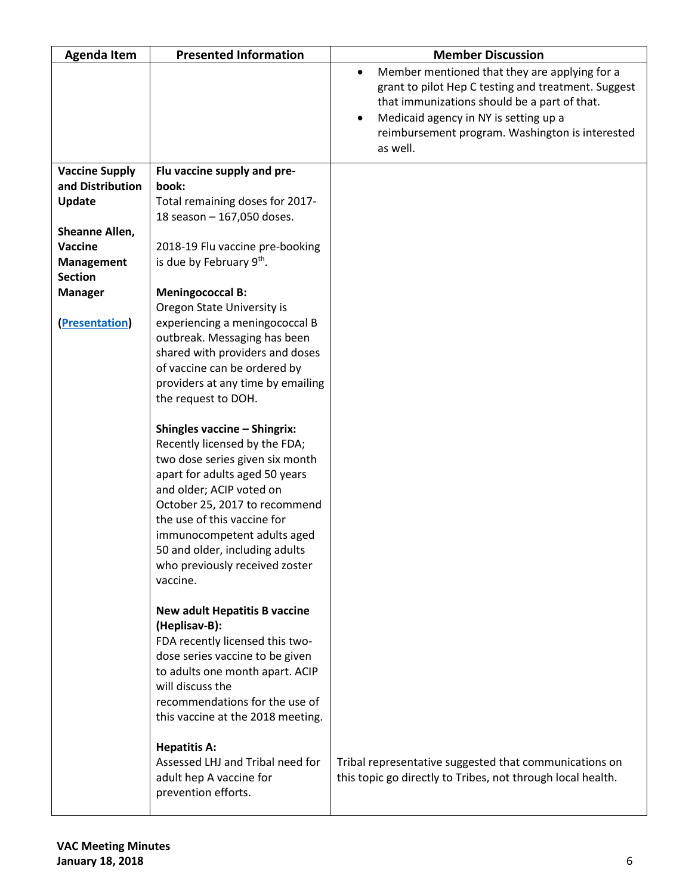| Agenda Item | Presented Information | Member Discussion |
|---|---|---|
| | | • Member mentioned that they are applying for a grant to pilot Hep C testing and treatment. Suggest that immunizations should be a part of that.<br>• Medicaid agency in NY is setting up a reimbursement program. Washington is interested as well. |
| **Vaccine Supply and Distribution Update**<br><br>**Sheanne Allen, Vaccine Management Section Manager**<br><br>**(Presentation)** | **Flu vaccine supply and pre-book:**<br>Total remaining doses for 2017-18 season – 167,050 doses.<br><br>2018-19 Flu vaccine pre-booking is due by February 9th.<br><br>**Meningococcal B:**<br>Oregon State University is experiencing a meningococcal B outbreak. Messaging has been shared with providers and doses of vaccine can be ordered by providers at any time by emailing the request to DOH.<br><br>**Shingles vaccine – Shingrix:**<br>Recently licensed by the FDA; two dose series given six month apart for adults aged 50 years and older; ACIP voted on October 25, 2017 to recommend the use of this vaccine for immunocompetent adults aged 50 and older, including adults who previously received zoster vaccine.<br><br>**New adult Hepatitis B vaccine (Heplisav-B):**<br>FDA recently licensed this two-dose series vaccine to be given to adults one month apart. ACIP will discuss the recommendations for the use of this vaccine at the 2018 meeting.<br><br>**Hepatitis A:**<br>Assessed LHJ and Tribal need for adult hep A vaccine for prevention efforts. | Tribal representative suggested that communications on this topic go directly to Tribes, not through local health. |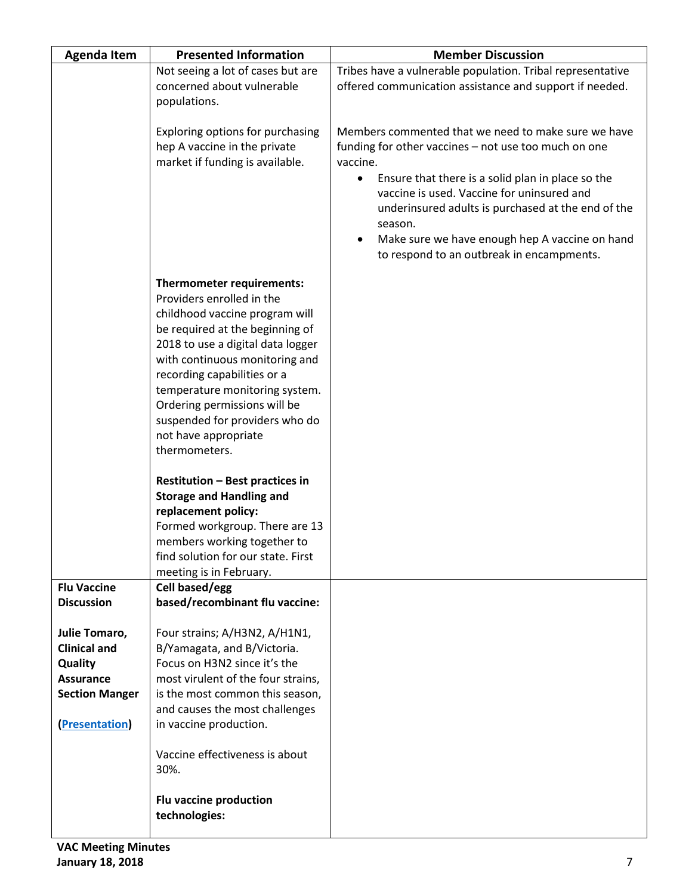| Agenda Item | Presented Information | Member Discussion |
|---|---|---|
| | Not seeing a lot of cases but are concerned about vulnerable populations.<br><br>Exploring options for purchasing hep A vaccine in the private market if funding is available.<br><br>**Thermometer requirements:** Providers enrolled in the childhood vaccine program will be required at the beginning of 2018 to use a digital data logger with continuous monitoring and recording capabilities or a temperature monitoring system. Ordering permissions will be suspended for providers who do not have appropriate thermometers.<br><br>**Restitution – Best practices in Storage and Handling and replacement policy:** Formed workgroup. There are 13 members working together to find solution for our state. First meeting is in February. | Tribes have a vulnerable population. Tribal representative offered communication assistance and support if needed.<br><br>Members commented that we need to make sure we have funding for other vaccines – not use too much on one vaccine.<br>• Ensure that there is a solid plan in place so the vaccine is used. Vaccine for uninsured and underinsured adults is purchased at the end of the season.<br>• Make sure we have enough hep A vaccine on hand to respond to an outbreak in encampments. |
| **Flu Vaccine Discussion**<br><br>**Julie Tomaro, Clinical and Quality Assurance Section Manger**<br><br>(**[Presentation]()**) | **Cell based/egg based/recombinant flu vaccine:**<br><br>Four strains; A/H3N2, A/H1N1, B/Yamagata, and B/Victoria. Focus on H3N2 since it's the most virulent of the four strains, is the most common this season, and causes the most challenges in vaccine production.<br><br>Vaccine effectiveness is about 30%.<br><br>**Flu vaccine production technologies:** | |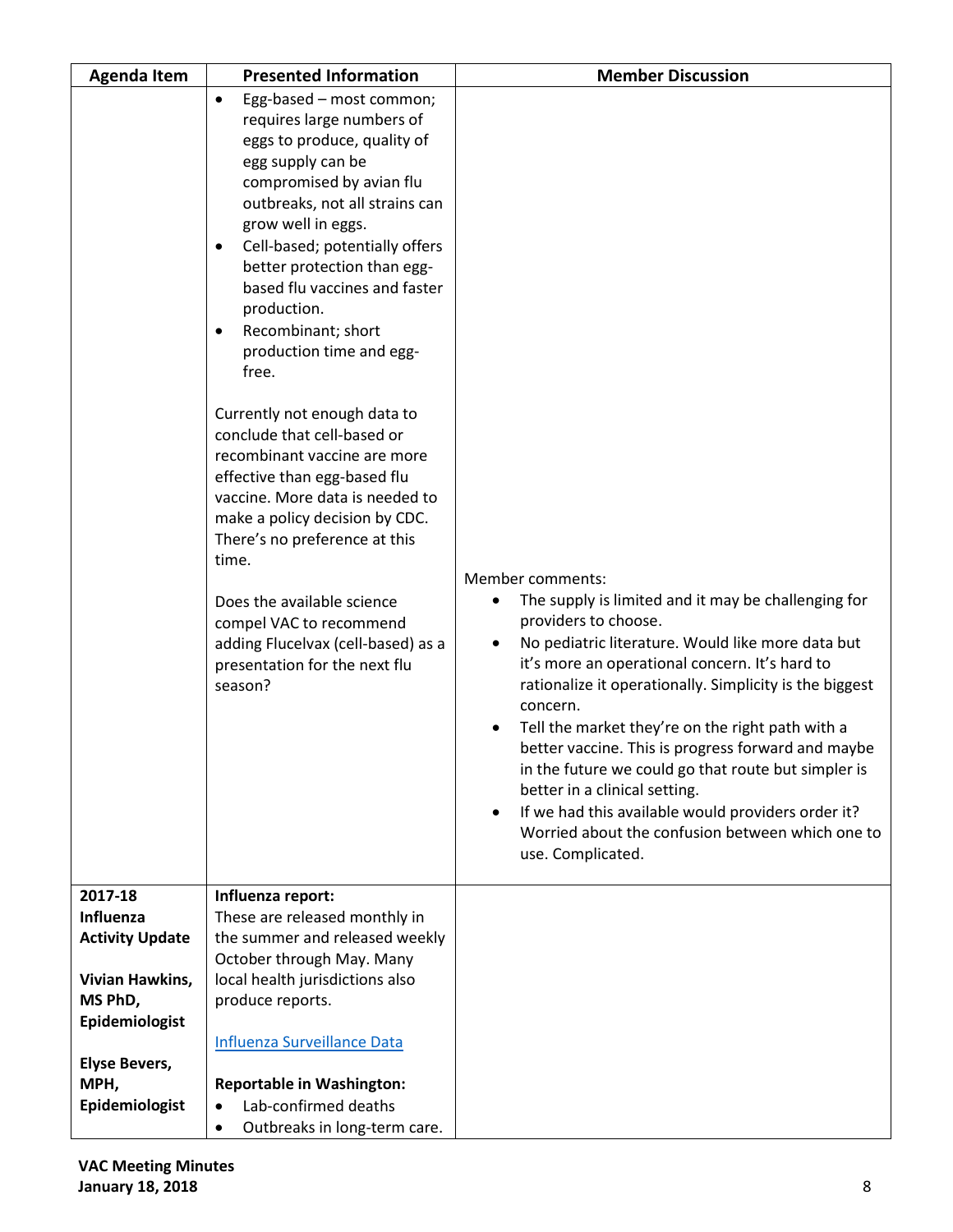| Agenda Item | Presented Information | Member Discussion |
|---|---|---|
| | • Egg-based – most common; requires large numbers of eggs to produce, quality of egg supply can be compromised by avian flu outbreaks, not all strains can grow well in eggs.<br>• Cell-based; potentially offers better protection than egg-based flu vaccines and faster production.<br>• Recombinant; short production time and egg-free.<br><br>Currently not enough data to conclude that cell-based or recombinant vaccine are more effective than egg-based flu vaccine. More data is needed to make a policy decision by CDC. There's no preference at this time.<br><br>Does the available science compel VAC to recommend adding Flucelvax (cell-based) as a presentation for the next flu season? | Member comments:<br>• The supply is limited and it may be challenging for providers to choose.<br>• No pediatric literature. Would like more data but it's more an operational concern. It's hard to rationalize it operationally. Simplicity is the biggest concern.<br>• Tell the market they're on the right path with a better vaccine. This is progress forward and maybe in the future we could go that route but simpler is better in a clinical setting.<br>• If we had this available would providers order it? Worried about the confusion between which one to use. Complicated. |
| **2017-18 Influenza Activity Update**<br><br>**Vivian Hawkins, MS PhD, Epidemiologist**<br><br>**Elyse Bevers, MPH, Epidemiologist** | **Influenza report:**<br>These are released monthly in the summer and released weekly October through May. Many local health jurisdictions also produce reports.<br><br>Influenza Surveillance Data<br><br>**Reportable in Washington:**<br>• Lab-confirmed deaths<br>• Outbreaks in long-term care. | |

**VAC Meeting Minutes**
**January 18, 2018**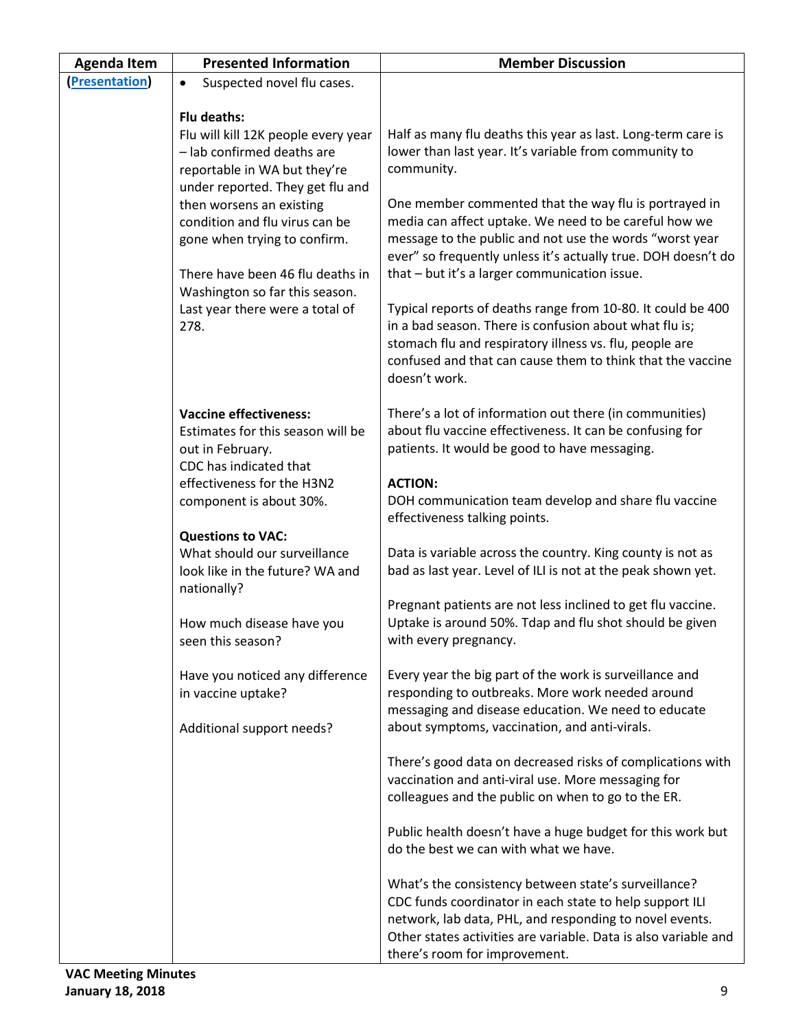| Agenda Item | Presented Information | Member Discussion |
|---|---|---|
| ([Presentation](#)) | • Suspected novel flu cases.<br><br>**Flu deaths:**<br>Flu will kill 12K people every year – lab confirmed deaths are reportable in WA but they're under reported. They get flu and then worsens an existing condition and flu virus can be gone when trying to confirm.<br><br>There have been 46 flu deaths in Washington so far this season. Last year there were a total of 278. | Half as many flu deaths this year as last. Long-term care is lower than last year. It's variable from community to community.<br><br>One member commented that the way flu is portrayed in media can affect uptake. We need to be careful how we message to the public and not use the words "worst year ever" so frequently unless it's actually true. DOH doesn't do that – but it's a larger communication issue.<br><br>Typical reports of deaths range from 10-80. It could be 400 in a bad season. There is confusion about what flu is; stomach flu and respiratory illness vs. flu, people are confused and that can cause them to think that the vaccine doesn't work. |
| | **Vaccine effectiveness:**<br>Estimates for this season will be out in February.<br>CDC has indicated that effectiveness for the H3N2 component is about 30%.<br><br>**Questions to VAC:**<br>What should our surveillance look like in the future? WA and nationally?<br><br>How much disease have you seen this season?<br><br>Have you noticed any difference in vaccine uptake?<br><br>Additional support needs? | There's a lot of information out there (in communities) about flu vaccine effectiveness. It can be confusing for patients. It would be good to have messaging.<br><br>**ACTION:**<br>DOH communication team develop and share flu vaccine effectiveness talking points.<br><br>Data is variable across the country. King county is not as bad as last year. Level of ILI is not at the peak shown yet.<br><br>Pregnant patients are not less inclined to get flu vaccine. Uptake is around 50%. Tdap and flu shot should be given with every pregnancy.<br><br>Every year the big part of the work is surveillance and responding to outbreaks. More work needed around messaging and disease education. We need to educate about symptoms, vaccination, and anti-virals.<br><br>There's good data on decreased risks of complications with vaccination and anti-viral use. More messaging for colleagues and the public on when to go to the ER.<br><br>Public health doesn't have a huge budget for this work but do the best we can with what we have.<br><br>What's the consistency between state's surveillance? CDC funds coordinator in each state to help support ILI network, lab data, PHL, and responding to novel events. Other states activities are variable. Data is also variable and there's room for improvement. |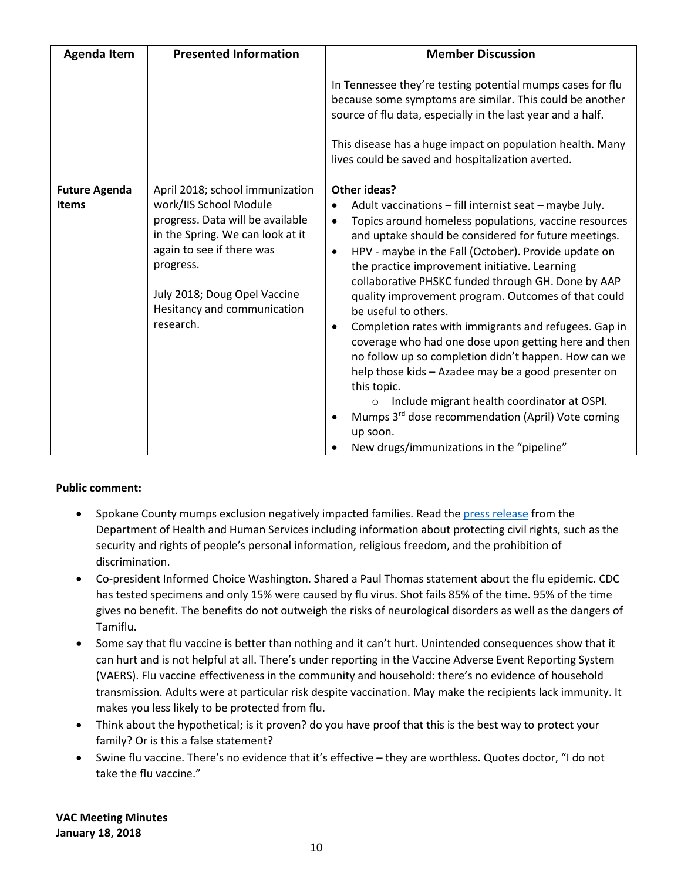| Agenda Item | Presented Information | Member Discussion |
|---|---|---|
| | | In Tennessee they're testing potential mumps cases for flu because some symptoms are similar. This could be another source of flu data, especially in the last year and a half.<br><br>This disease has a huge impact on population health. Many lives could be saved and hospitalization averted. |
| **Future Agenda Items** | April 2018; school immunization work/IIS School Module progress. Data will be available in the Spring. We can look at it again to see if there was progress.<br><br>July 2018; Doug Opel Vaccine Hesitancy and communication research. | **Other ideas?**<br>• Adult vaccinations – fill internist seat – maybe July.<br>• Topics around homeless populations, vaccine resources and uptake should be considered for future meetings.<br>• HPV - maybe in the Fall (October). Provide update on the practice improvement initiative. Learning collaborative PHSKC funded through GH. Done by AAP quality improvement program. Outcomes of that could be useful to others.<br>• Completion rates with immigrants and refugees. Gap in coverage who had one dose upon getting here and then no follow up so completion didn't happen. How can we help those kids – Azadee may be a good presenter on this topic.<br>    ○ Include migrant health coordinator at OSPI.<br>• Mumps 3rd dose recommendation (April) Vote coming up soon.<br>• New drugs/immunizations in the "pipeline" |

**Public comment:**

- Spokane County mumps exclusion negatively impacted families. Read the press release from the Department of Health and Human Services including information about protecting civil rights, such as the security and rights of people's personal information, religious freedom, and the prohibition of discrimination.
- Co-president Informed Choice Washington. Shared a Paul Thomas statement about the flu epidemic. CDC has tested specimens and only 15% were caused by flu virus. Shot fails 85% of the time. 95% of the time gives no benefit. The benefits do not outweigh the risks of neurological disorders as well as the dangers of Tamiflu.
- Some say that flu vaccine is better than nothing and it can't hurt. Unintended consequences show that it can hurt and is not helpful at all. There's under reporting in the Vaccine Adverse Event Reporting System (VAERS). Flu vaccine effectiveness in the community and household: there's no evidence of household transmission. Adults were at particular risk despite vaccination. May make the recipients lack immunity. It makes you less likely to be protected from flu.
- Think about the hypothetical; is it proven? do you have proof that this is the best way to protect your family? Or is this a false statement?
- Swine flu vaccine. There's no evidence that it's effective – they are worthless. Quotes doctor, "I do not take the flu vaccine."